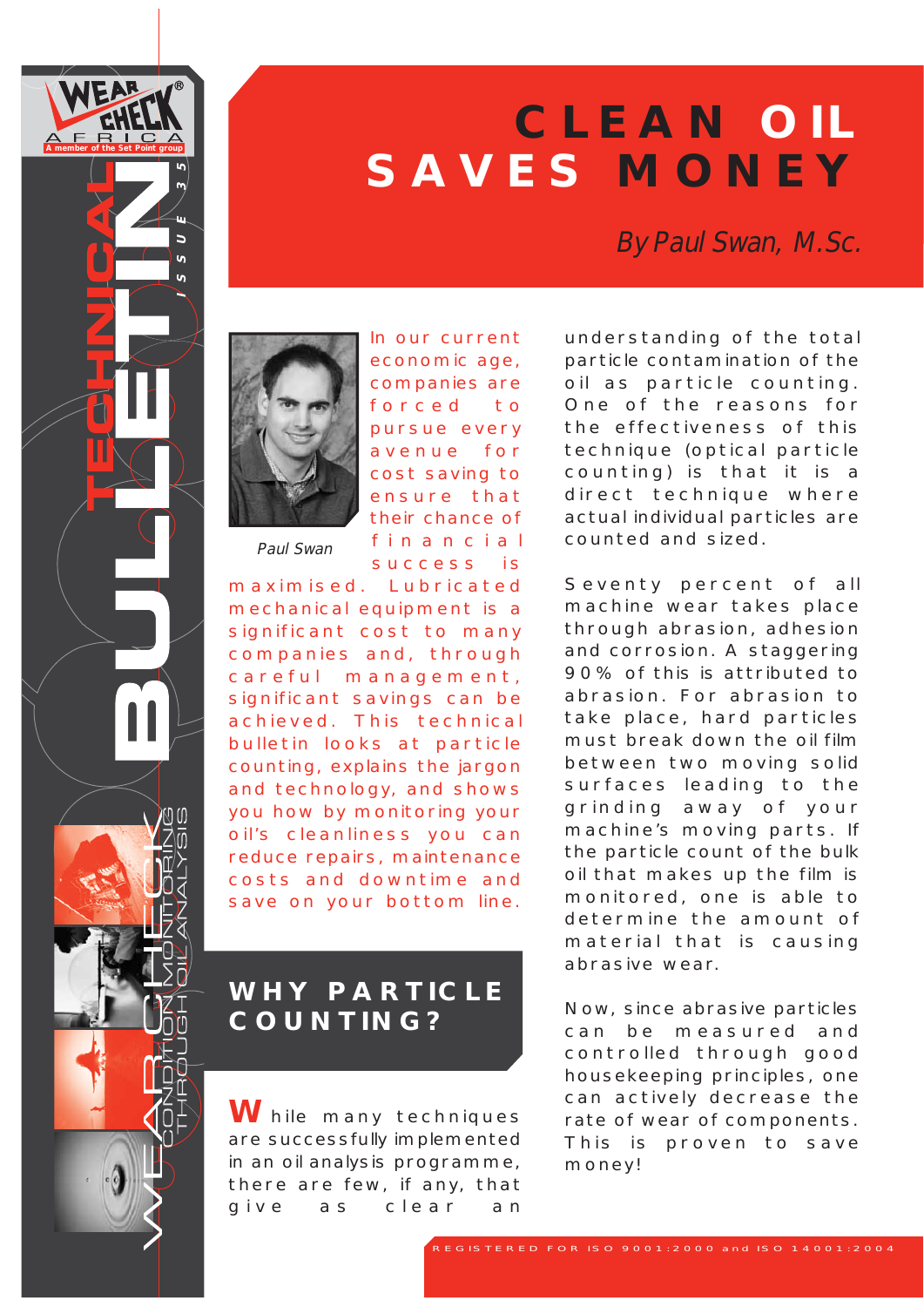# CLEAN OIL SAVES MONEY

*By Paul Swan, M.Sc.*

Paul Swan

In our current economic age, companies are forced to pursue every avenue for cost saving to ensure that their chance of financial success is maximised. Lubricated mechanical equipment is a significant cost to many companies and, through careful management, significant savings can be achieved. This technical bulletin looks at particle counting, explains the jargon and technology, and shows you how by monitoring your oil's cleanliness you can reduce repairs, maintenance costs and downtime and save on your bottom line.

## WHY PARTICLE COUNTING?

While many techniques are successfully implemented in an oil analysis programme, there are few, if any, that give as clear an understanding of the total particle contamination of the oil as particle counting. One of the reasons for the effectiveness of this technique (optical particle counting) is that it is a direct technique where actual individual particles are counted and sized.

Seventy percent of all machine wear takes place through abrasion, adhesion and corrosion. A staggering 90% of this is attributed to abrasion. For abrasion to take place, hard particles must break down the oil film between two moving solid surfaces leading to the grinding away of your machine's moving parts. If the particle count of the bulk oil that makes up the film is monitored, one is able to determine the amount of material that is causing abrasive wear.

Now, since abrasive particles can be measured and controlled through good housekeeping principles, one can actively decrease the rate of wear of components. This is proven to save money!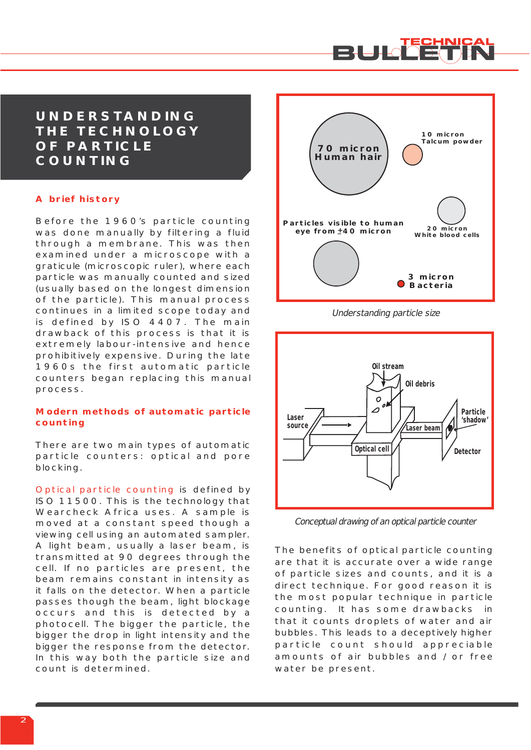# UNDERSTANDING THE TECHNOLOGY OF PARTICLE COUNTING

## A brief history

Before the 1960's particle counting was done manually by filtering a fluid through a membrane. This was then examined under a microscope with a graticule (microscopic ruler), where each particle was manually counted and sized (usually based on the longest dimension of the particle). This manual process continues in a limited scope today and is defined by ISO 4407. The main drawback of this process is that it is extremely labour-intensive and hence prohibitively expensive. During the late 1960s the first automatic particle counters began replacing this manual process.

## Modern methods of automatic particle counting

There are two main types of automatic particle counters: optical and pore blocking.

Optical particle counting is defined by ISO 11500. This is the technology that Wearcheck Africa uses. A sample is moved at a constant speed though a viewing cell using an automated sampler. A light beam, usually a laser beam, is transmitted at 90 degrees through the cell. If no particles are present, the beam remains constant in intensity as it falls on the detector. When a particle passes though the beam, light blockage occurs and this is detected by a photocell. The bigger the particle, the bigger the drop in light intensity and the bigger the response from the detector. In this way both the particle size and count is determined.

70 micron Human hair

10 micron Talcum powder

Particles visible to human eye from ±40 micron

20 micron White blood cells

3 micron Bacteria

*Understanding particle size*

Oil stream

Oil debris

Laser source

Laser beam

Particle 'shadow'

Optical cell

Detector

*Conceptual drawing of an optical particle counter*

The benefits of optical particle counting are that it is accurate over a wide range of particle sizes and counts, and it is a direct technique. For good reason it is the most popular technique in particle counting. It has some drawbacks in that it counts droplets of water and air bubbles. This leads to a deceptively higher particle count should appreciable amounts of air bubbles and / or free water be present.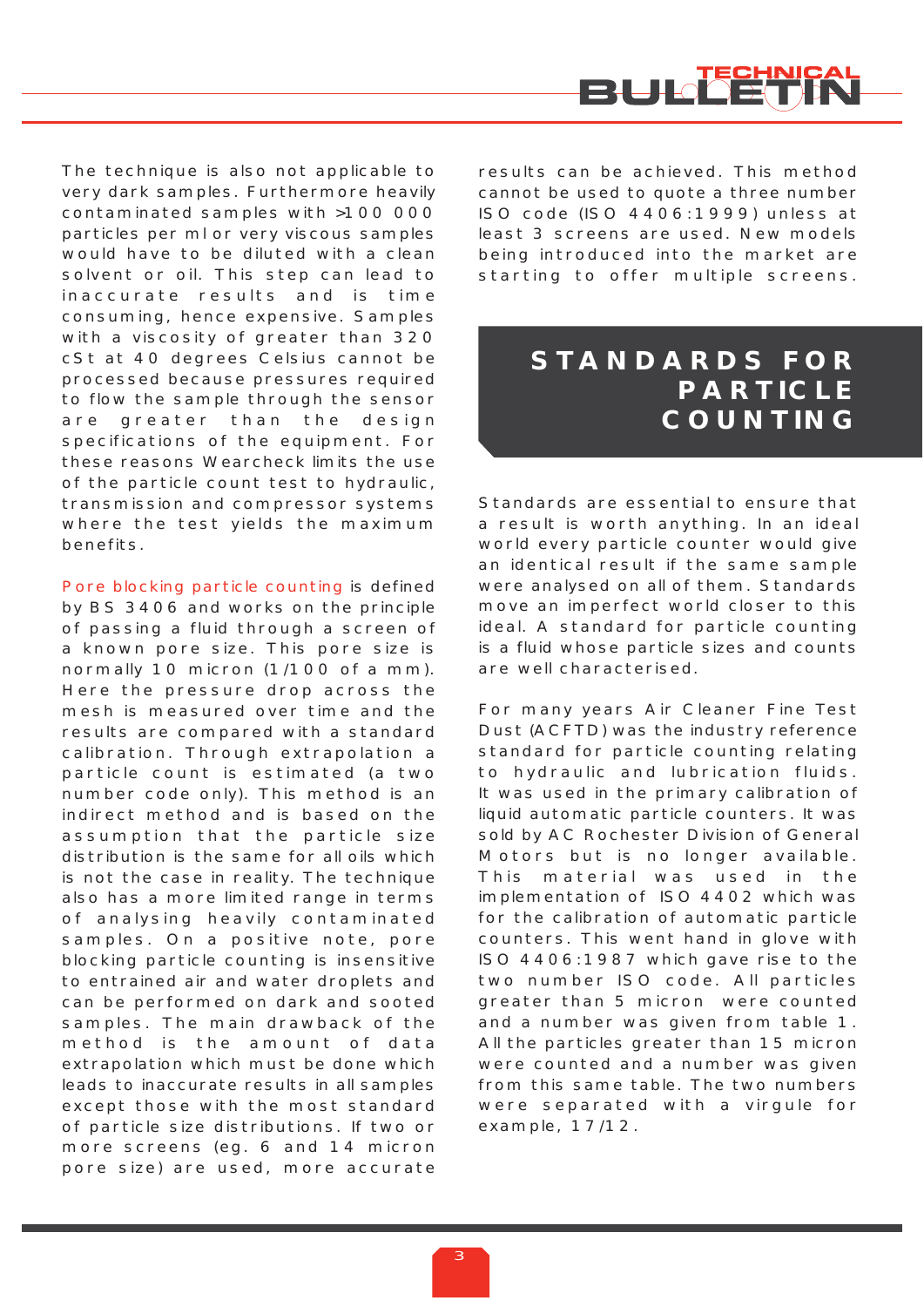The technique is also not applicable to very dark samples. Furthermore heavily contaminated samples with >100 000 particles per ml or very viscous samples would have to be diluted with a clean solvent or oil. This step can lead to inaccurate results and is time consuming, hence expensive. Samples with a viscosity of greater than 320 cSt at 40 degrees Celsius cannot be processed because pressures required to flow the sample through the sensor are greater than the design specifications of the equipment. For these reasons Wearcheck limits the use of the particle count test to hydraulic, transmission and compressor systems where the test yields the maximum benefits.

Pore blocking particle counting is defined by BS 3406 and works on the principle of passing a fluid through a screen of a known pore size. This pore size is normally 10 micron (1/100 of a mm). Here the pressure drop across the mesh is measured over time and the results are compared with a standard calibration. Through extrapolation a particle count is estimated (a two number code only). This method is an indirect method and is based on the assumption that the particle size distribution is the same for all oils which is not the case in reality. The technique also has a more limited range in terms of analysing heavily contaminated samples. On a positive note, pore blocking particle counting is insensitive to entrained air and water droplets and can be performed on dark and sooted samples. The main drawback of the method is the amount of data extrapolation which must be done which leads to inaccurate results in all samples except those with the most standard of particle size distributions. If two or more screens (eg. 6 and 14 micron pore size) are used, more accurate results can be achieved. This method cannot be used to quote a three number ISO code (ISO 4406:1999) unless at least 3 screens are used. New models being introduced into the market are starting to offer multiple screens.

## STANDARDS FOR PARTICLE COUNTING

Standards are essential to ensure that a result is worth anything. In an ideal world every particle counter would give an identical result if the same sample were analysed on all of them. Standards move an imperfect world closer to this ideal. A standard for particle counting is a fluid whose particle sizes and counts are well characterised.

For many years Air Cleaner Fine Test Dust (ACFTD) was the industry reference standard for particle counting relating to hydraulic and lubrication fluids. It was used in the primary calibration of liquid automatic particle counters. It was sold by AC Rochester Division of General Motors but is no longer available. This material was used in the implementation of ISO 4402 which was for the calibration of automatic particle counters. This went hand in glove with ISO 4406:1987 which gave rise to the two number ISO code. All particles greater than 5 micron were counted and a number was given from table 1. All the particles greater than 15 micron were counted and a number was given from this same table. The two numbers were separated with a virgule for example, 17/12.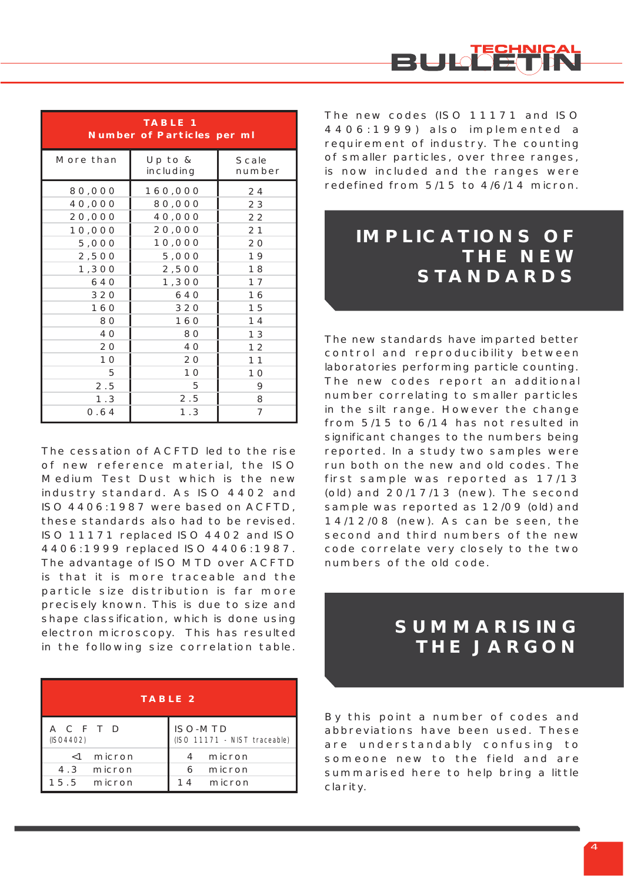**TABLE 1**
**Number of Particles per ml**

| More than | Up to & including | Scale number |
|---|---|---|
| 80,000 | 160,000 | 24 |
| 40,000 | 80,000 | 23 |
| 20,000 | 40,000 | 22 |
| 10,000 | 20,000 | 21 |
| 5,000 | 10,000 | 20 |
| 2,500 | 5,000 | 19 |
| 1,300 | 2,500 | 18 |
| 640 | 1,300 | 17 |
| 320 | 640 | 16 |
| 160 | 320 | 15 |
| 80 | 160 | 14 |
| 40 | 80 | 13 |
| 20 | 40 | 12 |
| 10 | 20 | 11 |
| 5 | 10 | 10 |
| 2.5 | 5 | 9 |
| 1.3 | 2.5 | 8 |
| 0.64 | 1.3 | 7 |

The cessation of ACFTD led to the rise of new reference material, the ISO Medium Test Dust which is the new industry standard. As ISO 4402 and ISO 4406:1987 were based on ACFTD, these standards also had to be revised. ISO 11171 replaced ISO 4402 and ISO 4406:1999 replaced ISO 4406:1987. The advantage of ISO MTD over ACFTD is that it is more traceable and the particle size distribution is far more precisely known. This is due to size and shape classification, which is done using electron microscopy. This has resulted in the following size correlation table.

**TABLE 2**

| ACFTD (ISO4402) | ISO-MTD (ISO 11171 - NIST traceable) |
|---|---|
| <1 micron | 4 micron |
| 4.3 micron | 6 micron |
| 15.5 micron | 14 micron |

The new codes (ISO 11171 and ISO 4406:1999) also implemented a requirement of industry. The counting of smaller particles, over three ranges, is now included and the ranges were redefined from 5/15 to 4/6/14 micron.

## IMPLICATIONS OF THE NEW STANDARDS

The new standards have imparted better control and reproducibility between laboratories performing particle counting. The new codes report an additional number correlating to smaller particles in the silt range. However the change from 5/15 to 6/14 has not resulted in significant changes to the numbers being reported. In a study two samples were run both on the new and old codes. The first sample was reported as 17/13 (old) and 20/17/13 (new). The second sample was reported as 12/09 (old) and 14/12/08 (new). As can be seen, the second and third numbers of the new code correlate very closely to the two numbers of the old code.

## SUMMARISING THE JARGON

By this point a number of codes and abbreviations have been used. These are understandably confusing to someone new to the field and are summarised here to help bring a little clarity.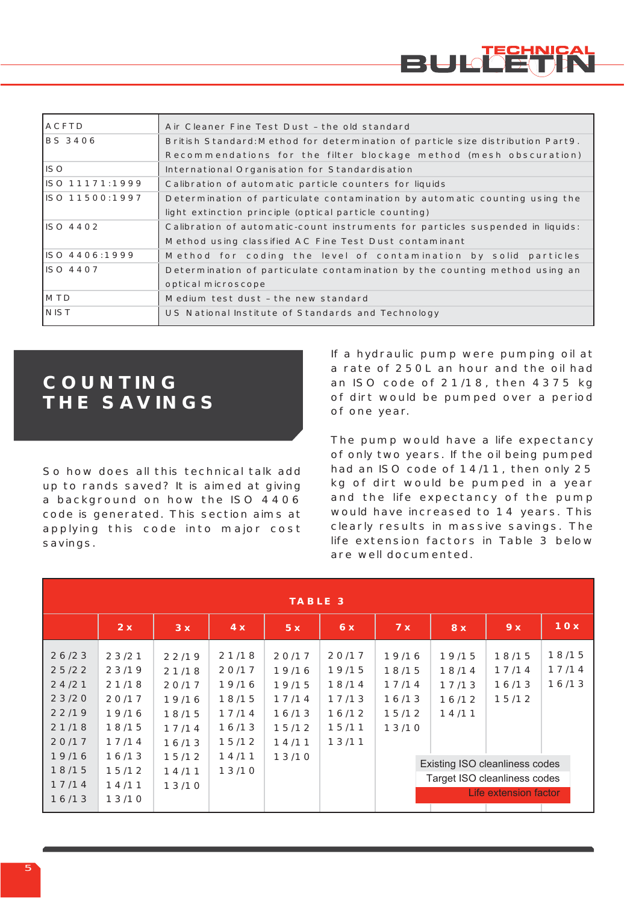| | |
|---|---|
| ACFTD | Air Cleaner Fine Test Dust – the old standard |
| BS 3406 | British Standard:Method for determination of particle size distribution Part9. Recommendations for the filter blockage method (mesh obscuration) |
| ISO | International Organisation for Standardisation |
| ISO 11171:1999 | Calibration of automatic particle counters for liquids |
| ISO 11500:1997 | Determination of particulate contamination by automatic counting using the light extinction principle (optical particle counting) |
| ISO 4402 | Calibration of automatic-count instruments for particles suspended in liquids: Method using classified AC Fine Test Dust contaminant |
| ISO 4406:1999 | Method for coding the level of contamination by solid particles |
| ISO 4407 | Determination of particulate contamination by the counting method using an optical microscope |
| MTD | Medium test dust – the new standard |
| NIST | US National Institute of Standards and Technology |

# COUNTING THE SAVINGS

So how does all this technical talk add up to rands saved? It is aimed at giving a background on how the ISO 4406 code is generated. This section aims at applying this code into major cost savings.

If a hydraulic pump were pumping oil at a rate of 250L an hour and the oil had an ISO code of 21/18, then 4375 kg of dirt would be pumped over a period of one year.

The pump would have a life expectancy of only two years. If the oil being pumped had an ISO code of 14/11, then only 25 kg of dirt would be pumped in a year and the life expectancy of the pump would have increased to 14 years. This clearly results in massive savings. The life extension factors in Table 3 below are well documented.

**TABLE 3**

| | 2x | 3x | 4x | 5x | 6x | 7x | 8x | 9x | 10x |
|---|---|---|---|---|---|---|---|---|---|
| 26/23 | 23/21 | 22/19 | 21/18 | 20/17 | 20/17 | 19/16 | 19/15 | 18/15 | 18/15 |
| 25/22 | 23/19 | 21/18 | 20/17 | 19/16 | 19/15 | 18/15 | 18/14 | 17/14 | 17/14 |
| 24/21 | 21/18 | 20/17 | 19/16 | 19/15 | 18/14 | 17/14 | 17/13 | 16/13 | 16/13 |
| 23/20 | 20/17 | 19/16 | 18/15 | 17/14 | 17/13 | 16/13 | 16/12 | 15/12 | |
| 22/19 | 19/16 | 18/15 | 17/14 | 16/13 | 16/12 | 15/12 | 14/11 | | |
| 21/18 | 18/15 | 17/14 | 16/13 | 15/12 | 15/11 | 13/10 | | | |
| 20/17 | 17/14 | 16/13 | 15/12 | 14/11 | 13/11 | | | | |
| 19/16 | 16/13 | 15/12 | 14/11 | 13/10 | | | | | |
| 18/15 | 15/12 | 14/11 | 13/10 | | | | | | |
| 17/14 | 14/11 | 13/10 | | | | | | | |
| 16/13 | 13/10 | | | | | | | | |

Existing ISO cleanliness codes
Target ISO cleanliness codes
Life extension factor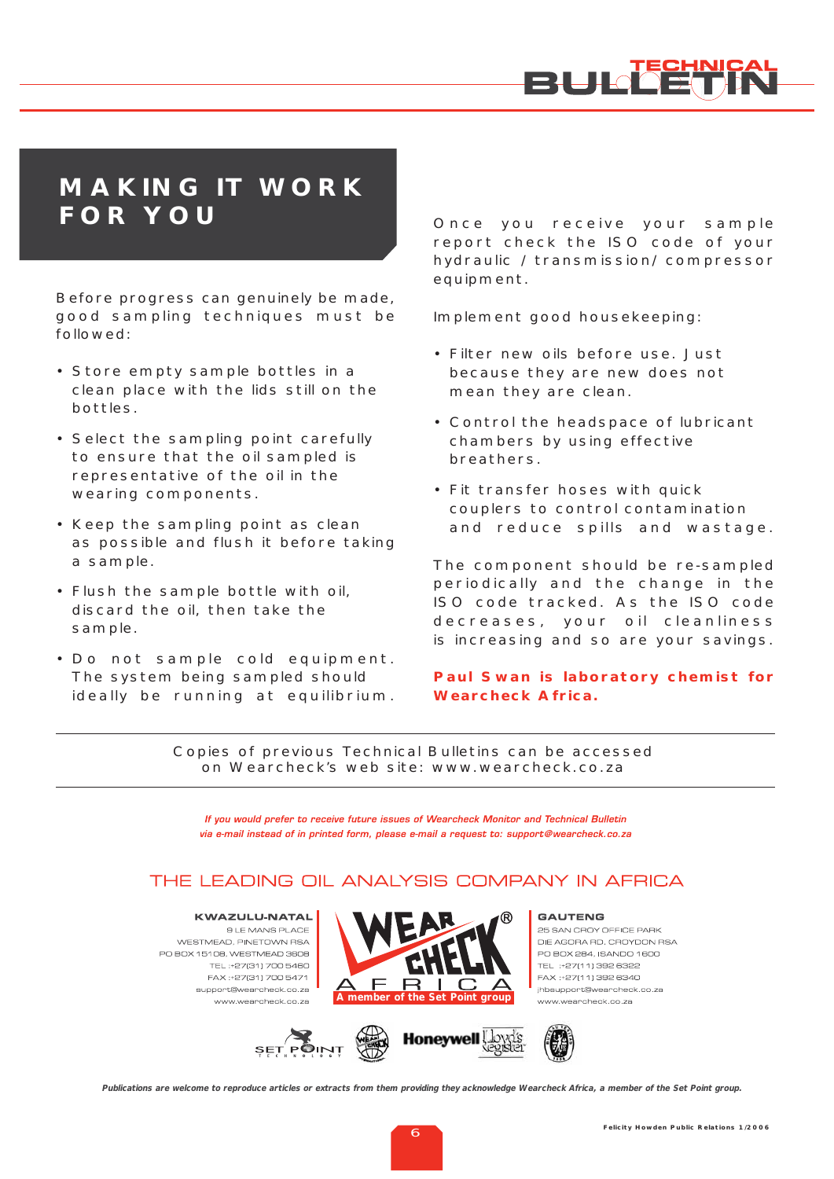## MAKING IT WORK FOR YOU

Before progress can genuinely be made, good sampling techniques must be followed:

- Store empty sample bottles in a clean place with the lids still on the bottles.
- Select the sampling point carefully to ensure that the oil sampled is representative of the oil in the wearing components.
- Keep the sampling point as clean as possible and flush it before taking a sample.
- Flush the sample bottle with oil, discard the oil, then take the sample.
- Do not sample cold equipment. The system being sampled should ideally be running at equilibrium.

Once you receive your sample report check the ISO code of your hydraulic / transmission/ compressor equipment.

Implement good housekeeping:

- Filter new oils before use. Just because they are new does not mean they are clean.
- Control the headspace of lubricant chambers by using effective breathers.
- Fit transfer hoses with quick couplers to control contamination and reduce spills and wastage.

The component should be re-sampled periodically and the change in the ISO code tracked. As the ISO code decreases, your oil cleanliness is increasing and so are your savings.

**Paul Swan is laboratory chemist for Wearcheck Africa.**

---

Copies of previous Technical Bulletins can be accessed on Wearcheck's web site: www.wearcheck.co.za

---

*If you would prefer to receive future issues of Wearcheck Monitor and Technical Bulletin via e-mail instead of in printed form, please e-mail a request to: support@wearcheck.co.za*

THE LEADING OIL ANALYSIS COMPANY IN AFRICA

**KWAZULU-NATAL**
9 LE MANS PLACE
WESTMEAD, PINETOWN RSA
PO BOX 15108, WESTMEAD 3608
TEL :+27(31) 700 5460
FAX :+27(31) 700 5471
support@wearcheck.co.za
www.wearcheck.co.za

WEAR CHECK AFRICA
A member of the Set Point group

**GAUTENG**
25 SAN CROY OFFICE PARK
DIE AGORA RD, CROYDON RSA
PO BOX 284, ISANDO 1600
TEL :+27(11) 392 6322
FAX :+27(11) 392 6340
jhbsupport@wearcheck.co.za
www.wearcheck.co.za

*Publications are welcome to reproduce articles or extracts from them providing they acknowledge Wearcheck Africa, a member of the Set Point group.*

Felicity Howden Public Relations 1/2006